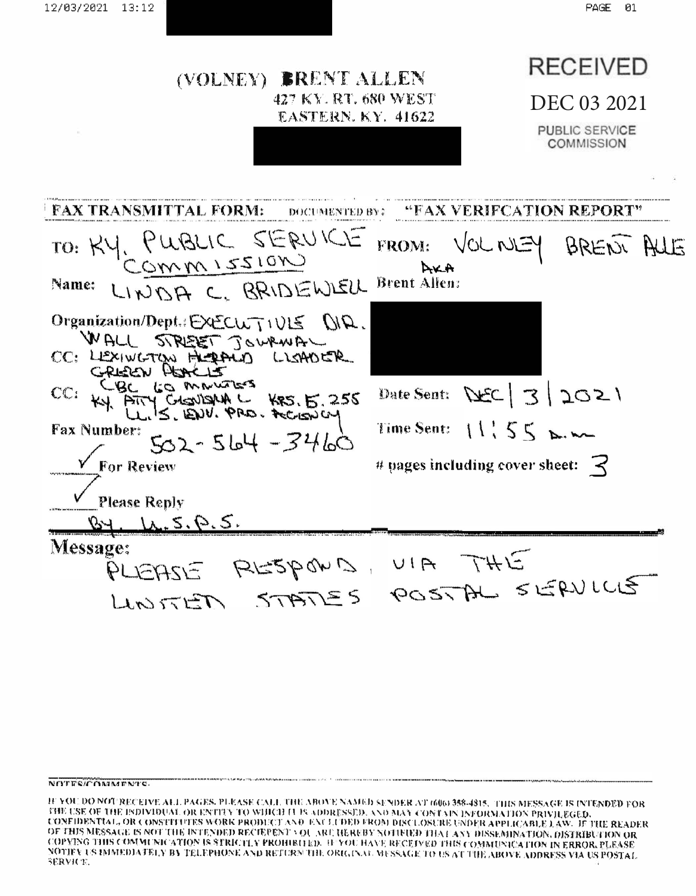(VOLNEY) BRENT ALLEN
427 KY. RT. 680 WEST
EASTERN, KY. 41622

RECEIVED

DEC 03 2021

PUBLIC SERVICE COMMISSION

**FAX TRANSMITTAL FORM:** DOCUMENTED BY: **"FAX VERIFCATION REPORT"**

TO: KY. PUBLIC SERVICE COMMISSION

FROM: VOLNEY BRENT ALLE AKA Brent Allen:

Name: LINDA C. BRIDEWELL

Organization/Dept.: EXECUTIVE DIR.
WALL STREET JOURNAL

CC: LEXINGTON HERALD LEADER
GREEN PEACE
CBC 60 MINUTES

CC: KY. ATTY GENERAL KRS. 5. 255
U.S. ENV. PRO. AGENCY

Date Sent: DEC | 3 | 2021

Fax Number: 502-564-3460

Time Sent: 11:55 A.M

✓ For Review

pages including cover sheet: 3

✓ Please Reply

By U.S.P.S.

**Message:**

PLEASE RESPOND, VIA THE UNITED STATES POSTAL SERVICE

NOTES/COMMENTS:

IF YOU DO NOT RECEIVE ALL PAGES, PLEASE CALL THE ABOVE NAMED SENDER AT (606) 358-4815. THIS MESSAGE IS INTENDED FOR THE USE OF THE INDIVIDUAL OR ENTITY TO WHICH IT IS ADDRESSED, AND MAY CONTAIN INFORMATION PRIVILEGED, CONFIDENTIAL, OR CONSTITUTES WORK PRODUCT AND EXCLUDED FROM DISCLOSURE UNDER APPLICABLE LAW. IF THE READER OF THIS MESSAGE IS NOT THE INTENDED RECIEPENT YOU ARE HEREBY NOTIFIED THAT ANY DISSEMINATION, DISTRIBUTION OR COPYING THIS COMMUNICATION IS STRICTLY PROHIBITED. IF YOU HAVE RECEIVED THIS COMMUNICATION IN ERROR, PLEASE NOTIFY US IMMEDIATELY BY TELEPHONE AND RETURN THE ORIGINAL MESSAGE TO US AT THE ABOVE ADDRESS VIA US POSTAL SERVICE.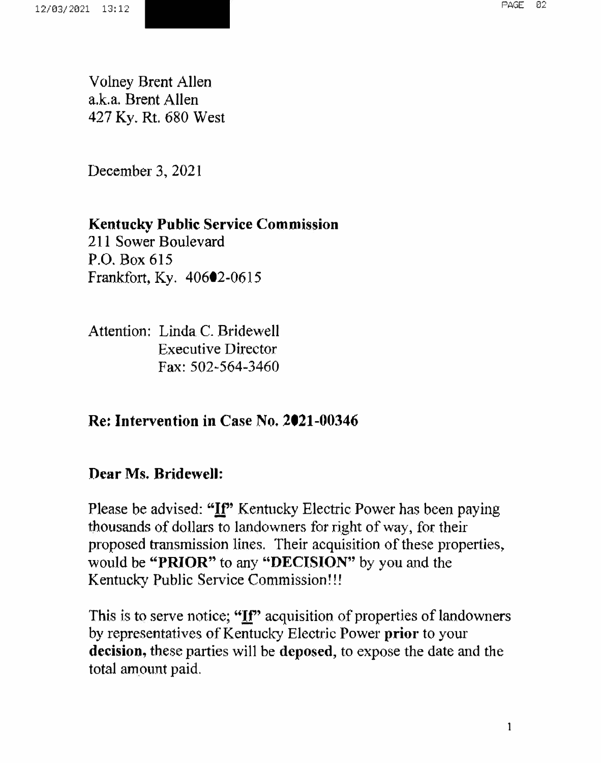Volney Brent Allen
a.k.a. Brent Allen
427 Ky. Rt. 680 West

December 3, 2021

**Kentucky Public Service Commission**
211 Sower Boulevard
P.O. Box 615
Frankfort, Ky. 40602-0615

Attention: Linda C. Bridewell
Executive Director
Fax: 502-564-3460

## Re: Intervention in Case No. 2021-00346

**Dear Ms. Bridewell:**

Please be advised: **"If"** Kentucky Electric Power has been paying thousands of dollars to landowners for right of way, for their proposed transmission lines. Their acquisition of these properties, would be **"PRIOR"** to any **"DECISION"** by you and the Kentucky Public Service Commission!!!

This is to serve notice; **"If"** acquisition of properties of landowners by representatives of Kentucky Electric Power **prior** to your **decision,** these parties will be **deposed,** to expose the date and the total amount paid.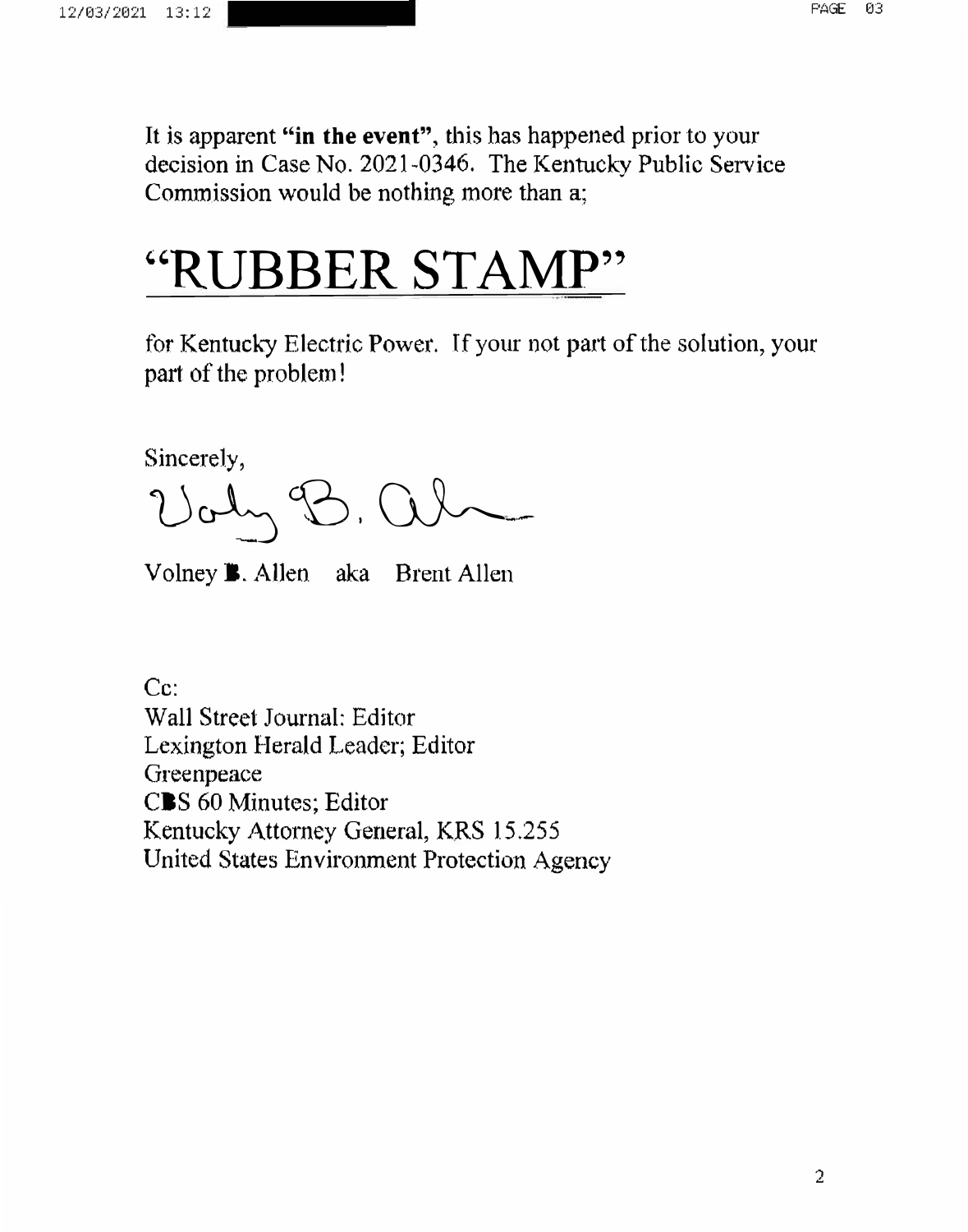It is apparent **"in the event"**, this has happened prior to your decision in Case No. 2021-0346. The Kentucky Public Service Commission would be nothing more than a;

# <u>"RUBBER STAMP"</u>

for Kentucky Electric Power. If your not part of the solution, your part of the problem!

Sincerely,

Volney B. Allen aka Brent Allen

Cc:
Wall Street Journal: Editor
Lexington Herald Leader; Editor
Greenpeace
CBS 60 Minutes; Editor
Kentucky Attorney General, KRS 15.255
United States Environment Protection Agency